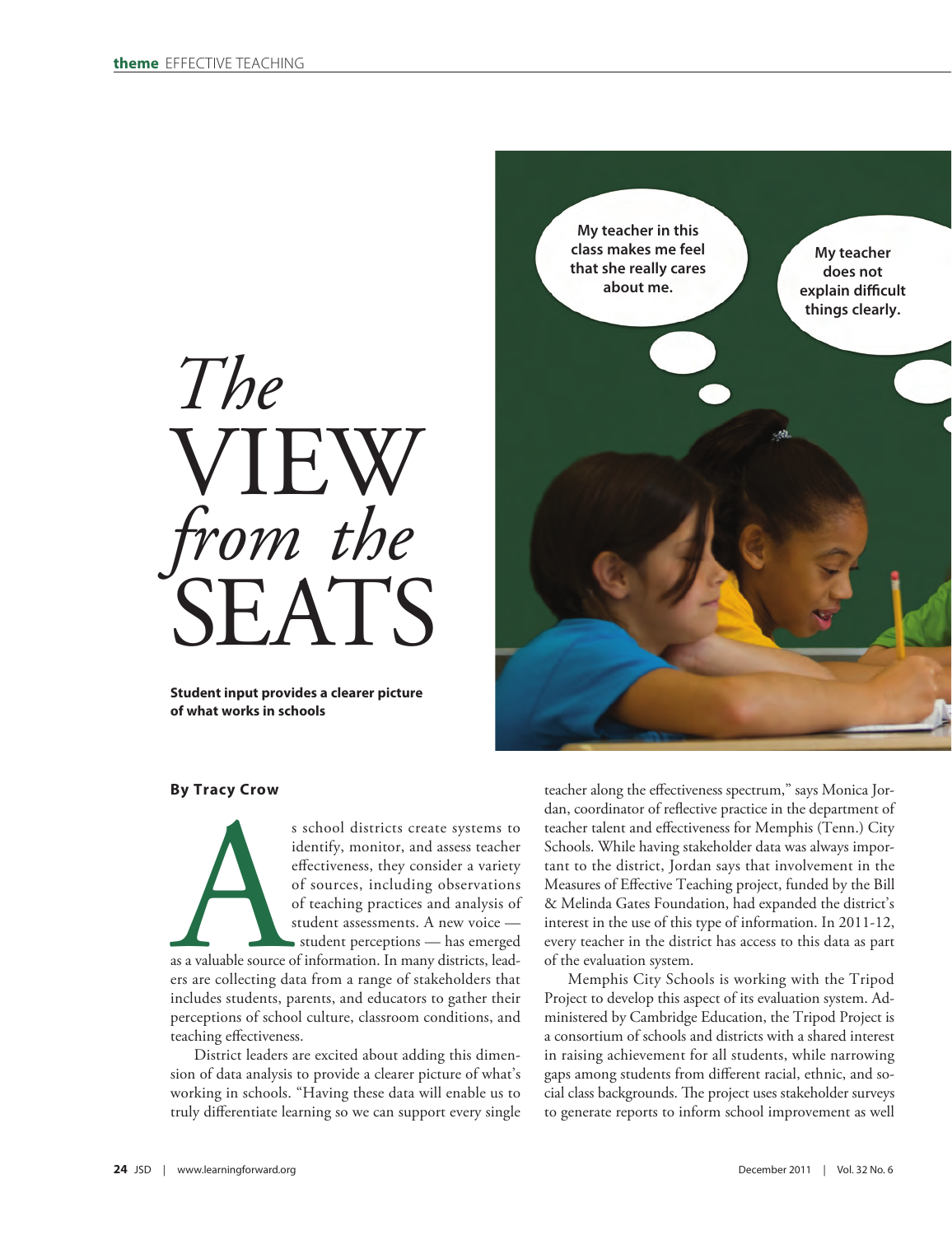# The VIEW *from the* SEATS

**Student input provides a clearer picture of what works in schools**

My teacher in this class makes me feel that she really cares about me.

My teacher does not explain difficult things clearly.

**By Tracy Crow**

As school districts create systems to identify, monitor, and assess teacher effectiveness, they consider a variety of sources, including observations of teaching practices and analysis of student assessments. A new voice — student perceptions — has emerged as a valuable source of information. In many districts, leaders are collecting data from a range of stakeholders that includes students, parents, and educators to gather their perceptions of school culture, classroom conditions, and teaching effectiveness.

District leaders are excited about adding this dimension of data analysis to provide a clearer picture of what's working in schools. "Having these data will enable us to truly differentiate learning so we can support every single teacher along the effectiveness spectrum," says Monica Jordan, coordinator of reflective practice in the department of teacher talent and effectiveness for Memphis (Tenn.) City Schools. While having stakeholder data was always important to the district, Jordan says that involvement in the Measures of Effective Teaching project, funded by the Bill & Melinda Gates Foundation, had expanded the district's interest in the use of this type of information. In 2011-12, every teacher in the district has access to this data as part of the evaluation system.

Memphis City Schools is working with the Tripod Project to develop this aspect of its evaluation system. Administered by Cambridge Education, the Tripod Project is a consortium of schools and districts with a shared interest in raising achievement for all students, while narrowing gaps among students from different racial, ethnic, and social class backgrounds. The project uses stakeholder surveys to generate reports to inform school improvement as well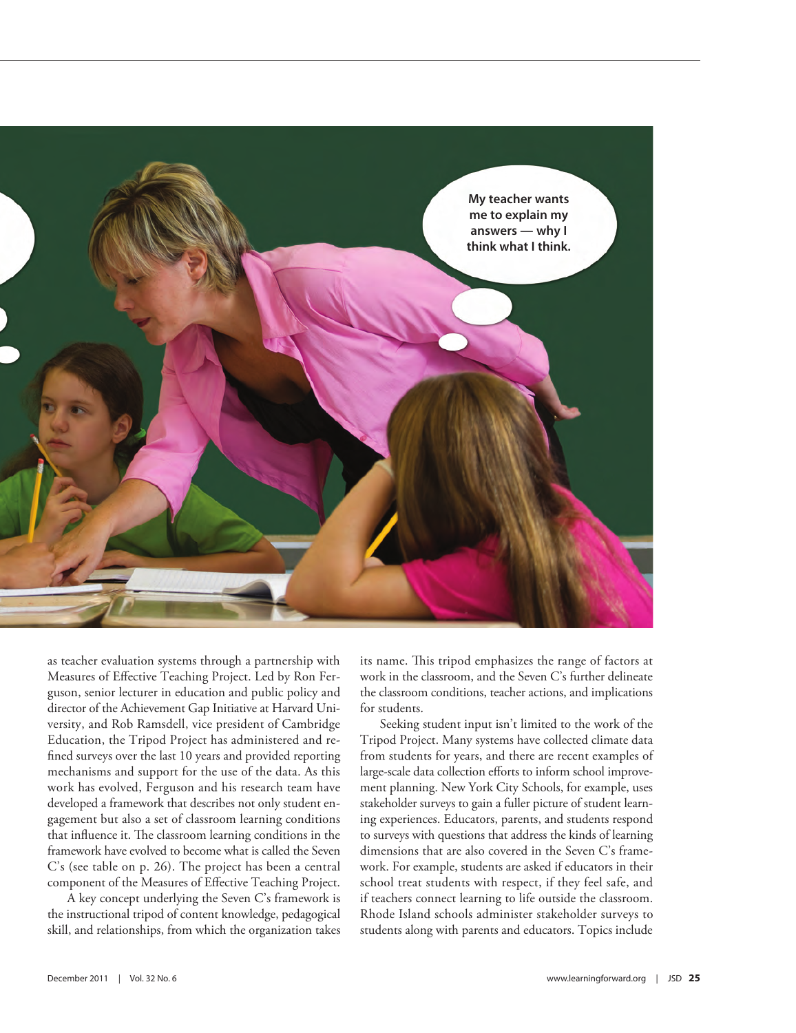My teacher wants me to explain my answers — why I think what I think.

as teacher evaluation systems through a partnership with Measures of Effective Teaching Project. Led by Ron Ferguson, senior lecturer in education and public policy and director of the Achievement Gap Initiative at Harvard University, and Rob Ramsdell, vice president of Cambridge Education, the Tripod Project has administered and refined surveys over the last 10 years and provided reporting mechanisms and support for the use of the data. As this work has evolved, Ferguson and his research team have developed a framework that describes not only student engagement but also a set of classroom learning conditions that influence it. The classroom learning conditions in the framework have evolved to become what is called the Seven C's (see table on p. 26). The project has been a central component of the Measures of Effective Teaching Project.

A key concept underlying the Seven C's framework is the instructional tripod of content knowledge, pedagogical skill, and relationships, from which the organization takes its name. This tripod emphasizes the range of factors at work in the classroom, and the Seven C's further delineate the classroom conditions, teacher actions, and implications for students.

Seeking student input isn't limited to the work of the Tripod Project. Many systems have collected climate data from students for years, and there are recent examples of large-scale data collection efforts to inform school improvement planning. New York City Schools, for example, uses stakeholder surveys to gain a fuller picture of student learning experiences. Educators, parents, and students respond to surveys with questions that address the kinds of learning dimensions that are also covered in the Seven C's framework. For example, students are asked if educators in their school treat students with respect, if they feel safe, and if teachers connect learning to life outside the classroom. Rhode Island schools administer stakeholder surveys to students along with parents and educators. Topics include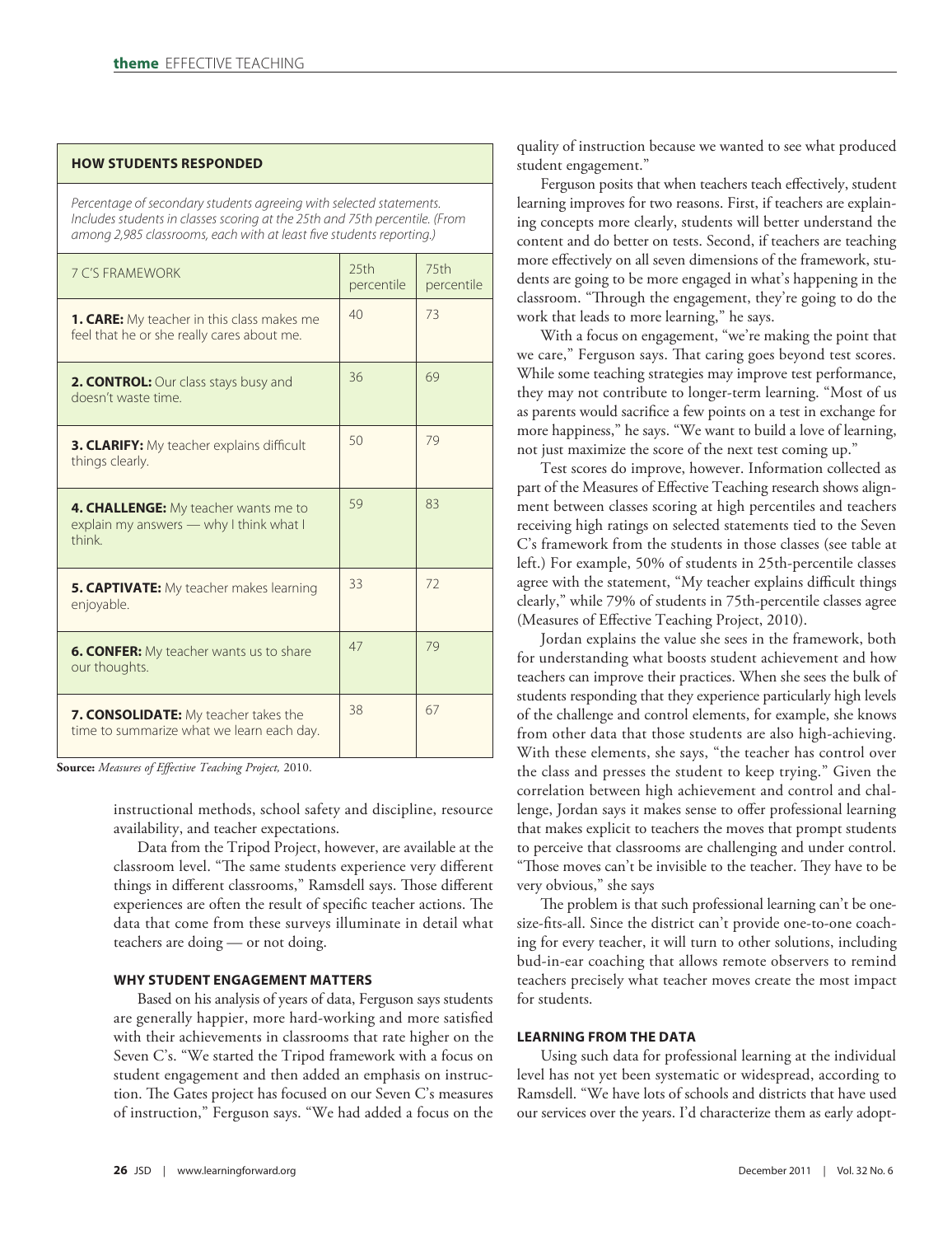### HOW STUDENTS RESPONDED

*Percentage of secondary students agreeing with selected statements. Includes students in classes scoring at the 25th and 75th percentile. (From among 2,985 classrooms, each with at least five students reporting.)*

| 7 C'S FRAMEWORK | 25th percentile | 75th percentile |
|---|---|---|
| **1. CARE:** My teacher in this class makes me feel that he or she really cares about me. | 40 | 73 |
| **2. CONTROL:** Our class stays busy and doesn't waste time. | 36 | 69 |
| **3. CLARIFY:** My teacher explains difficult things clearly. | 50 | 79 |
| **4. CHALLENGE:** My teacher wants me to explain my answers — why I think what I think. | 59 | 83 |
| **5. CAPTIVATE:** My teacher makes learning enjoyable. | 33 | 72 |
| **6. CONFER:** My teacher wants us to share our thoughts. | 47 | 79 |
| **7. CONSOLIDATE:** My teacher takes the time to summarize what we learn each day. | 38 | 67 |

**Source:** *Measures of Effective Teaching Project,* 2010.

instructional methods, school safety and discipline, resource availability, and teacher expectations.

Data from the Tripod Project, however, are available at the classroom level. "The same students experience very different things in different classrooms," Ramsdell says. Those different experiences are often the result of specific teacher actions. The data that come from these surveys illuminate in detail what teachers are doing — or not doing.

#### WHY STUDENT ENGAGEMENT MATTERS

Based on his analysis of years of data, Ferguson says students are generally happier, more hard-working and more satisfied with their achievements in classrooms that rate higher on the Seven C's. "We started the Tripod framework with a focus on student engagement and then added an emphasis on instruction. The Gates project has focused on our Seven C's measures of instruction," Ferguson says. "We had added a focus on the quality of instruction because we wanted to see what produced student engagement."

Ferguson posits that when teachers teach effectively, student learning improves for two reasons. First, if teachers are explaining concepts more clearly, students will better understand the content and do better on tests. Second, if teachers are teaching more effectively on all seven dimensions of the framework, students are going to be more engaged in what's happening in the classroom. "Through the engagement, they're going to do the work that leads to more learning," he says.

With a focus on engagement, "we're making the point that we care," Ferguson says. That caring goes beyond test scores. While some teaching strategies may improve test performance, they may not contribute to longer-term learning. "Most of us as parents would sacrifice a few points on a test in exchange for more happiness," he says. "We want to build a love of learning, not just maximize the score of the next test coming up."

Test scores do improve, however. Information collected as part of the Measures of Effective Teaching research shows alignment between classes scoring at high percentiles and teachers receiving high ratings on selected statements tied to the Seven C's framework from the students in those classes (see table at left.) For example, 50% of students in 25th-percentile classes agree with the statement, "My teacher explains difficult things clearly," while 79% of students in 75th-percentile classes agree (Measures of Effective Teaching Project, 2010).

Jordan explains the value she sees in the framework, both for understanding what boosts student achievement and how teachers can improve their practices. When she sees the bulk of students responding that they experience particularly high levels of the challenge and control elements, for example, she knows from other data that those students are also high-achieving. With these elements, she says, "the teacher has control over the class and presses the student to keep trying." Given the correlation between high achievement and control and challenge, Jordan says it makes sense to offer professional learning that makes explicit to teachers the moves that prompt students to perceive that classrooms are challenging and under control. "Those moves can't be invisible to the teacher. They have to be very obvious," she says

The problem is that such professional learning can't be one-size-fits-all. Since the district can't provide one-to-one coaching for every teacher, it will turn to other solutions, including bud-in-ear coaching that allows remote observers to remind teachers precisely what teacher moves create the most impact for students.

#### LEARNING FROM THE DATA

Using such data for professional learning at the individual level has not yet been systematic or widespread, according to Ramsdell. "We have lots of schools and districts that have used our services over the years. I'd characterize them as early adopt-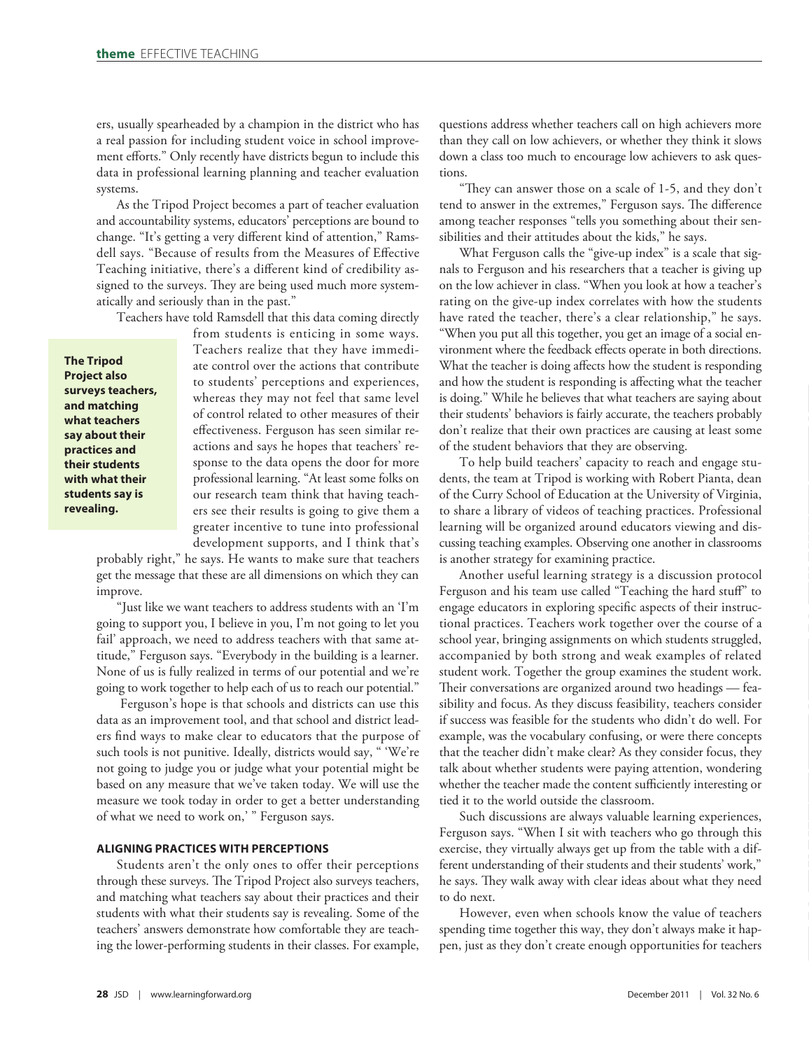ers, usually spearheaded by a champion in the district who has a real passion for including student voice in school improvement efforts." Only recently have districts begun to include this data in professional learning planning and teacher evaluation systems.

As the Tripod Project becomes a part of teacher evaluation and accountability systems, educators' perceptions are bound to change. "It's getting a very different kind of attention," Ramsdell says. "Because of results from the Measures of Effective Teaching initiative, there's a different kind of credibility assigned to the surveys. They are being used much more systematically and seriously than in the past."

Teachers have told Ramsdell that this data coming directly from students is enticing in some ways. Teachers realize that they have immediate control over the actions that contribute to students' perceptions and experiences, whereas they may not feel that same level of control related to other measures of their effectiveness. Ferguson has seen similar reactions and says he hopes that teachers' response to the data opens the door for more professional learning. "At least some folks on our research team think that having teachers see their results is going to give them a greater incentive to tune into professional development supports, and I think that's probably right," he says. He wants to make sure that teachers get the message that these are all dimensions on which they can improve.

**The Tripod Project also surveys teachers, and matching what teachers say about their practices and their students with what their students say is revealing.**

"Just like we want teachers to address students with an 'I'm going to support you, I believe in you, I'm not going to let you fail' approach, we need to address teachers with that same attitude," Ferguson says. "Everybody in the building is a learner. None of us is fully realized in terms of our potential and we're going to work together to help each of us to reach our potential."

Ferguson's hope is that schools and districts can use this data as an improvement tool, and that school and district leaders find ways to make clear to educators that the purpose of such tools is not punitive. Ideally, districts would say, " 'We're not going to judge you or judge what your potential might be based on any measure that we've taken today. We will use the measure we took today in order to get a better understanding of what we need to work on,' " Ferguson says.

### ALIGNING PRACTICES WITH PERCEPTIONS

Students aren't the only ones to offer their perceptions through these surveys. The Tripod Project also surveys teachers, and matching what teachers say about their practices and their students with what their students say is revealing. Some of the teachers' answers demonstrate how comfortable they are teaching the lower-performing students in their classes. For example, questions address whether teachers call on high achievers more than they call on low achievers, or whether they think it slows down a class too much to encourage low achievers to ask questions.

"They can answer those on a scale of 1-5, and they don't tend to answer in the extremes," Ferguson says. The difference among teacher responses "tells you something about their sensibilities and their attitudes about the kids," he says.

What Ferguson calls the "give-up index" is a scale that signals to Ferguson and his researchers that a teacher is giving up on the low achiever in class. "When you look at how a teacher's rating on the give-up index correlates with how the students have rated the teacher, there's a clear relationship," he says. "When you put all this together, you get an image of a social environment where the feedback effects operate in both directions. What the teacher is doing affects how the student is responding and how the student is responding is affecting what the teacher is doing." While he believes that what teachers are saying about their students' behaviors is fairly accurate, the teachers probably don't realize that their own practices are causing at least some of the student behaviors that they are observing.

To help build teachers' capacity to reach and engage students, the team at Tripod is working with Robert Pianta, dean of the Curry School of Education at the University of Virginia, to share a library of videos of teaching practices. Professional learning will be organized around educators viewing and discussing teaching examples. Observing one another in classrooms is another strategy for examining practice.

Another useful learning strategy is a discussion protocol Ferguson and his team use called "Teaching the hard stuff" to engage educators in exploring specific aspects of their instructional practices. Teachers work together over the course of a school year, bringing assignments on which students struggled, accompanied by both strong and weak examples of related student work. Together the group examines the student work. Their conversations are organized around two headings — feasibility and focus. As they discuss feasibility, teachers consider if success was feasible for the students who didn't do well. For example, was the vocabulary confusing, or were there concepts that the teacher didn't make clear? As they consider focus, they talk about whether students were paying attention, wondering whether the teacher made the content sufficiently interesting or tied it to the world outside the classroom.

Such discussions are always valuable learning experiences, Ferguson says. "When I sit with teachers who go through this exercise, they virtually always get up from the table with a different understanding of their students and their students' work," he says. They walk away with clear ideas about what they need to do next.

However, even when schools know the value of teachers spending time together this way, they don't always make it happen, just as they don't create enough opportunities for teachers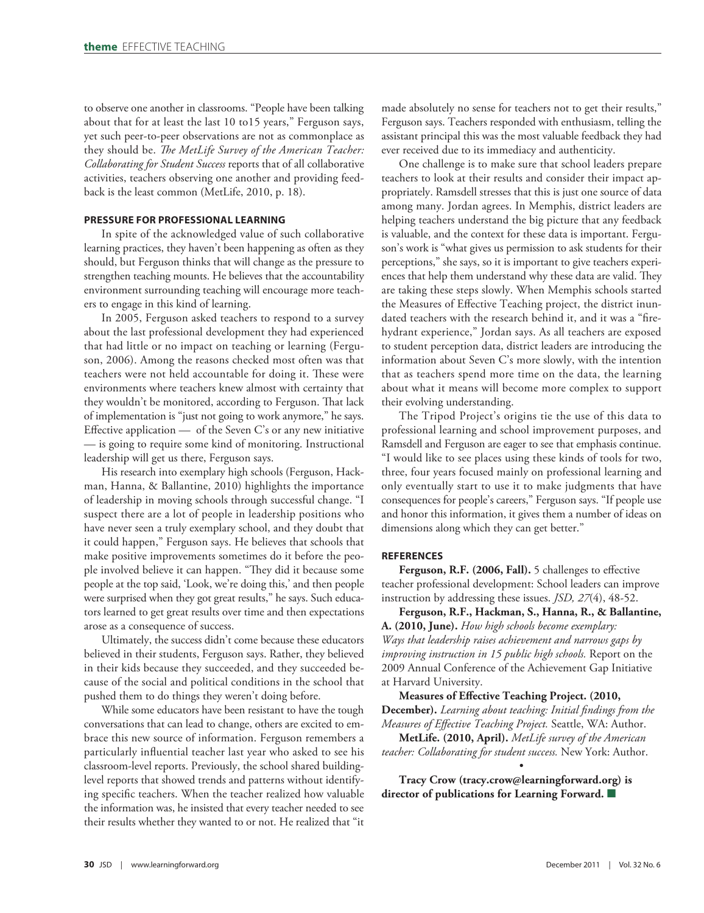to observe one another in classrooms. "People have been talking about that for at least the last 10 to15 years," Ferguson says, yet such peer-to-peer observations are not as commonplace as they should be. *The MetLife Survey of the American Teacher: Collaborating for Student Success* reports that of all collaborative activities, teachers observing one another and providing feedback is the least common (MetLife, 2010, p. 18).

### PRESSURE FOR PROFESSIONAL LEARNING

In spite of the acknowledged value of such collaborative learning practices, they haven't been happening as often as they should, but Ferguson thinks that will change as the pressure to strengthen teaching mounts. He believes that the accountability environment surrounding teaching will encourage more teachers to engage in this kind of learning.

In 2005, Ferguson asked teachers to respond to a survey about the last professional development they had experienced that had little or no impact on teaching or learning (Ferguson, 2006). Among the reasons checked most often was that teachers were not held accountable for doing it. These were environments where teachers knew almost with certainty that they wouldn't be monitored, according to Ferguson. That lack of implementation is "just not going to work anymore," he says. Effective application — of the Seven C's or any new initiative — is going to require some kind of monitoring. Instructional leadership will get us there, Ferguson says.

His research into exemplary high schools (Ferguson, Hackman, Hanna, & Ballantine, 2010) highlights the importance of leadership in moving schools through successful change. "I suspect there are a lot of people in leadership positions who have never seen a truly exemplary school, and they doubt that it could happen," Ferguson says. He believes that schools that make positive improvements sometimes do it before the people involved believe it can happen. "They did it because some people at the top said, 'Look, we're doing this,' and then people were surprised when they got great results," he says. Such educators learned to get great results over time and then expectations arose as a consequence of success.

Ultimately, the success didn't come because these educators believed in their students, Ferguson says. Rather, they believed in their kids because they succeeded, and they succeeded because of the social and political conditions in the school that pushed them to do things they weren't doing before.

While some educators have been resistant to have the tough conversations that can lead to change, others are excited to embrace this new source of information. Ferguson remembers a particularly influential teacher last year who asked to see his classroom-level reports. Previously, the school shared building-level reports that showed trends and patterns without identifying specific teachers. When the teacher realized how valuable the information was, he insisted that every teacher needed to see their results whether they wanted to or not. He realized that "it made absolutely no sense for teachers not to get their results," Ferguson says. Teachers responded with enthusiasm, telling the assistant principal this was the most valuable feedback they had ever received due to its immediacy and authenticity.

One challenge is to make sure that school leaders prepare teachers to look at their results and consider their impact appropriately. Ramsdell stresses that this is just one source of data among many. Jordan agrees. In Memphis, district leaders are helping teachers understand the big picture that any feedback is valuable, and the context for these data is important. Ferguson's work is "what gives us permission to ask students for their perceptions," she says, so it is important to give teachers experiences that help them understand why these data are valid. They are taking these steps slowly. When Memphis schools started the Measures of Effective Teaching project, the district inundated teachers with the research behind it, and it was a "fire-hydrant experience," Jordan says. As all teachers are exposed to student perception data, district leaders are introducing the information about Seven C's more slowly, with the intention that as teachers spend more time on the data, the learning about what it means will become more complex to support their evolving understanding.

The Tripod Project's origins tie the use of this data to professional learning and school improvement purposes, and Ramsdell and Ferguson are eager to see that emphasis continue. "I would like to see places using these kinds of tools for two, three, four years focused mainly on professional learning and only eventually start to use it to make judgments that have consequences for people's careers," Ferguson says. "If people use and honor this information, it gives them a number of ideas on dimensions along which they can get better."

### REFERENCES

**Ferguson, R.F. (2006, Fall).** 5 challenges to effective teacher professional development: School leaders can improve instruction by addressing these issues. *JSD, 27*(4), 48-52.

**Ferguson, R.F., Hackman, S., Hanna, R., & Ballantine, A. (2010, June).** *How high schools become exemplary: Ways that leadership raises achievement and narrows gaps by improving instruction in 15 public high schools.* Report on the 2009 Annual Conference of the Achievement Gap Initiative at Harvard University.

**Measures of Effective Teaching Project. (2010, December).** *Learning about teaching: Initial findings from the Measures of Effective Teaching Project.* Seattle, WA: Author.

**MetLife. (2010, April).** *MetLife survey of the American teacher: Collaborating for student success.* New York: Author.

•

**Tracy Crow (tracy.crow@learningforward.org) is director of publications for Learning Forward.** ■